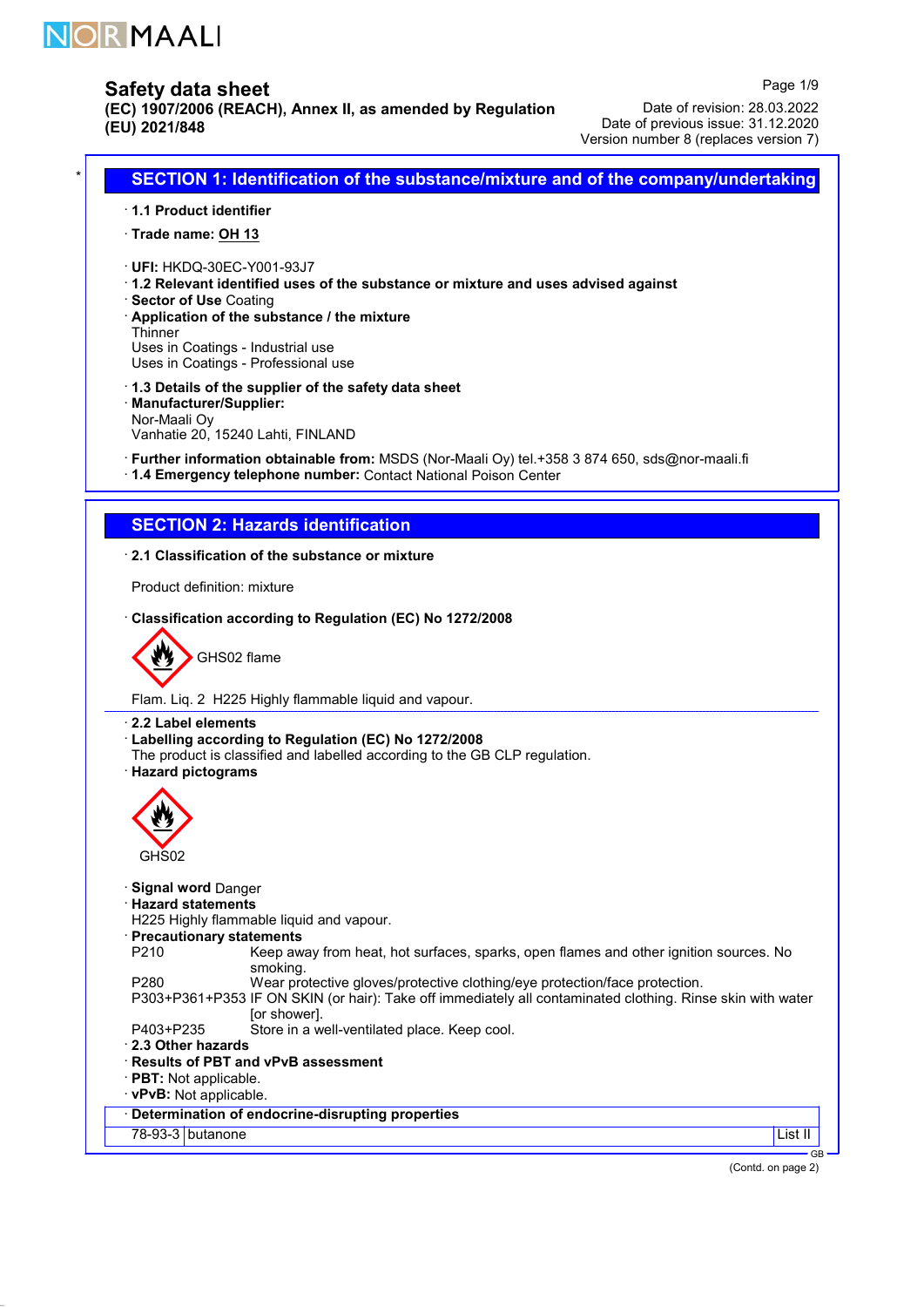# Safety data sheet

**(EC) 1907/2006 (REACH), Annex II, as amended by Regulation (EU) 2021/848**

Date of revision: 28.03.2022
Date of previous issue: 31.12.2020
Version number 8 (replaces version 7)

## SECTION 1: Identification of the substance/mixture and of the company/undertaking

· **1.1 Product identifier**

· **Trade name: OH 13**

· **UFI:** HKDQ-30EC-Y001-93J7
· **1.2 Relevant identified uses of the substance or mixture and uses advised against**
· **Sector of Use** Coating
· **Application of the substance / the mixture**
Thinner
Uses in Coatings - Industrial use
Uses in Coatings - Professional use

· **1.3 Details of the supplier of the safety data sheet**
· **Manufacturer/Supplier:**
Nor-Maali Oy
Vanhatie 20, 15240 Lahti, FINLAND

· **Further information obtainable from:** MSDS (Nor-Maali Oy) tel.+358 3 874 650, sds@nor-maali.fi
· **1.4 Emergency telephone number:** Contact National Poison Center

## SECTION 2: Hazards identification

· **2.1 Classification of the substance or mixture**

Product definition: mixture

· **Classification according to Regulation (EC) No 1272/2008**

GHS02 flame

Flam. Liq. 2 H225 Highly flammable liquid and vapour.

· **2.2 Label elements**
· **Labelling according to Regulation (EC) No 1272/2008**
The product is classified and labelled according to the GB CLP regulation.
· **Hazard pictograms**

GHS02

· **Signal word** Danger
· **Hazard statements**
H225 Highly flammable liquid and vapour.
· **Precautionary statements**

| | |
|---|---|
| P210 | Keep away from heat, hot surfaces, sparks, open flames and other ignition sources. No smoking. |
| P280 | Wear protective gloves/protective clothing/eye protection/face protection. |
| P303+P361+P353 | IF ON SKIN (or hair): Take off immediately all contaminated clothing. Rinse skin with water [or shower]. |
| P403+P235 | Store in a well-ventilated place. Keep cool. |

· **2.3 Other hazards**
· **Results of PBT and vPvB assessment**
· **PBT:** Not applicable.
· **vPvB:** Not applicable.

· **Determination of endocrine-disrupting properties**

| | | |
|---|---|---|
| 78-93-3 | butanone | List II |

(Contd. on page 2)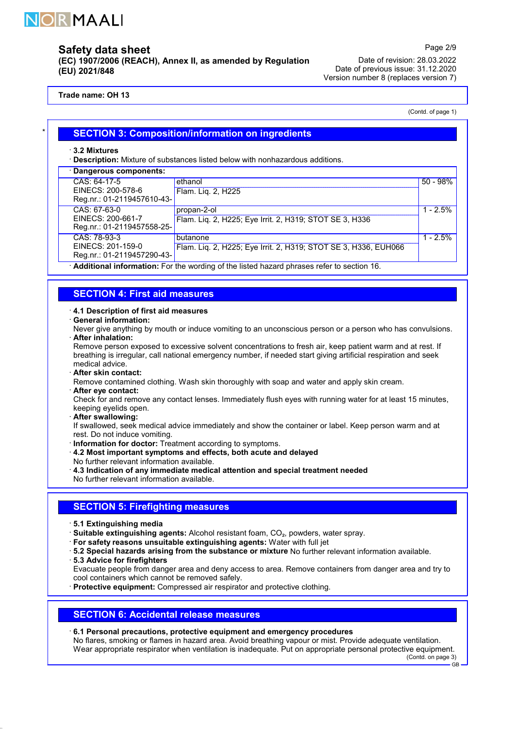Trade name: OH 13

(Contd. of page 1)

## SECTION 3: Composition/information on ingredients

· **3.2 Mixtures**

· **Description:** Mixture of substances listed below with nonhazardous additions.

· **Dangerous components:**

| Identifiers | Component / Classification | Concentration |
|---|---|---|
| CAS: 64-17-5<br>EINECS: 200-578-6<br>Reg.nr.: 01-2119457610-43- | ethanol<br>Flam. Liq. 2, H225 | 50 - 98% |
| CAS: 67-63-0<br>EINECS: 200-661-7<br>Reg.nr.: 01-2119457558-25- | propan-2-ol<br>Flam. Liq. 2, H225; Eye Irrit. 2, H319; STOT SE 3, H336 | 1 - 2.5% |
| CAS: 78-93-3<br>EINECS: 201-159-0<br>Reg.nr.: 01-2119457290-43- | butanone<br>Flam. Liq. 2, H225; Eye Irrit. 2, H319; STOT SE 3, H336, EUH066 | 1 - 2.5% |

· **Additional information:** For the wording of the listed hazard phrases refer to section 16.

## SECTION 4: First aid measures

· **4.1 Description of first aid measures**

· **General information:**
Never give anything by mouth or induce vomiting to an unconscious person or a person who has convulsions.

· **After inhalation:**
Remove person exposed to excessive solvent concentrations to fresh air, keep patient warm and at rest. If breathing is irregular, call national emergency number, if needed start giving artificial respiration and seek medical advice.

· **After skin contact:**
Remove contamined clothing. Wash skin thoroughly with soap and water and apply skin cream.

· **After eye contact:**
Check for and remove any contact lenses. Immediately flush eyes with running water for at least 15 minutes, keeping eyelids open.

· **After swallowing:**
If swallowed, seek medical advice immediately and show the container or label. Keep person warm and at rest. Do not induce vomiting.

· **Information for doctor:** Treatment according to symptoms.

· **4.2 Most important symptoms and effects, both acute and delayed**
No further relevant information available.

· **4.3 Indication of any immediate medical attention and special treatment needed**
No further relevant information available.

## SECTION 5: Firefighting measures

· **5.1 Extinguishing media**

· **Suitable extinguishing agents:** Alcohol resistant foam, $CO_2$, powders, water spray.

· **For safety reasons unsuitable extinguishing agents:** Water with full jet

· **5.2 Special hazards arising from the substance or mixture** No further relevant information available.

· **5.3 Advice for firefighters**
Evacuate people from danger area and deny access to area. Remove containers from danger area and try to cool containers which cannot be removed safely.

· **Protective equipment:** Compressed air respirator and protective clothing.

## SECTION 6: Accidental release measures

· **6.1 Personal precautions, protective equipment and emergency procedures**
No flares, smoking or flames in hazard area. Avoid breathing vapour or mist. Provide adequate ventilation. Wear appropriate respirator when ventilation is inadequate. Put on appropriate personal protective equipment.

(Contd. on page 3)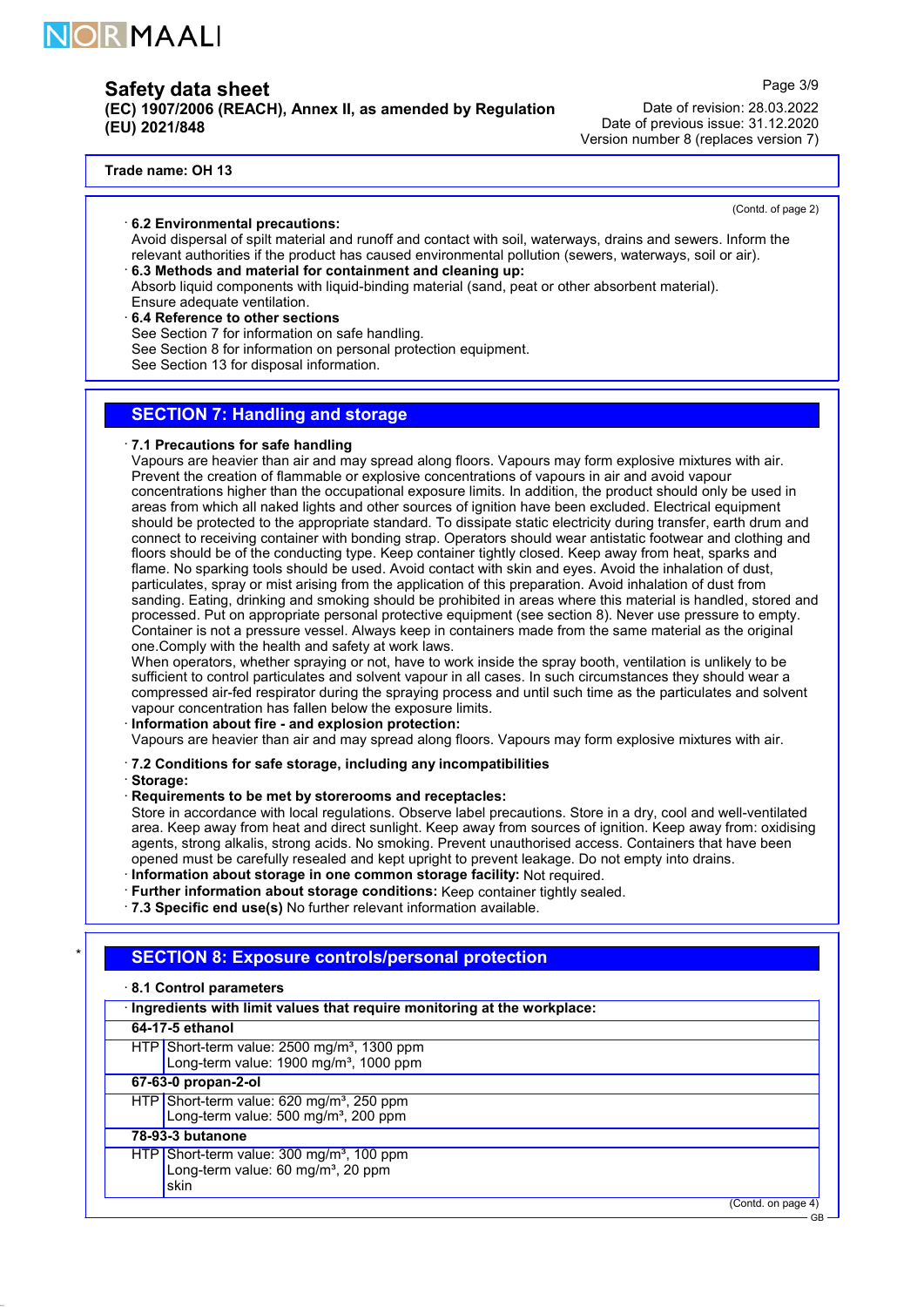**Trade name: OH 13**

(Contd. of page 2)

· **6.2 Environmental precautions:**
Avoid dispersal of spilt material and runoff and contact with soil, waterways, drains and sewers. Inform the relevant authorities if the product has caused environmental pollution (sewers, waterways, soil or air).

· **6.3 Methods and material for containment and cleaning up:**
Absorb liquid components with liquid-binding material (sand, peat or other absorbent material).
Ensure adequate ventilation.

· **6.4 Reference to other sections**
See Section 7 for information on safe handling.
See Section 8 for information on personal protection equipment.
See Section 13 for disposal information.

## SECTION 7: Handling and storage

· **7.1 Precautions for safe handling**
Vapours are heavier than air and may spread along floors. Vapours may form explosive mixtures with air. Prevent the creation of flammable or explosive concentrations of vapours in air and avoid vapour concentrations higher than the occupational exposure limits. In addition, the product should only be used in areas from which all naked lights and other sources of ignition have been excluded. Electrical equipment should be protected to the appropriate standard. To dissipate static electricity during transfer, earth drum and connect to receiving container with bonding strap. Operators should wear antistatic footwear and clothing and floors should be of the conducting type. Keep container tightly closed. Keep away from heat, sparks and flame. No sparking tools should be used. Avoid contact with skin and eyes. Avoid the inhalation of dust, particulates, spray or mist arising from the application of this preparation. Avoid inhalation of dust from sanding. Eating, drinking and smoking should be prohibited in areas where this material is handled, stored and processed. Put on appropriate personal protective equipment (see section 8). Never use pressure to empty. Container is not a pressure vessel. Always keep in containers made from the same material as the original one.Comply with the health and safety at work laws.
When operators, whether spraying or not, have to work inside the spray booth, ventilation is unlikely to be sufficient to control particulates and solvent vapour in all cases. In such circumstances they should wear a compressed air-fed respirator during the spraying process and until such time as the particulates and solvent vapour concentration has fallen below the exposure limits.

· **Information about fire - and explosion protection:**
Vapours are heavier than air and may spread along floors. Vapours may form explosive mixtures with air.

· **7.2 Conditions for safe storage, including any incompatibilities**

· **Storage:**

· **Requirements to be met by storerooms and receptacles:**
Store in accordance with local regulations. Observe label precautions. Store in a dry, cool and well-ventilated area. Keep away from heat and direct sunlight. Keep away from sources of ignition. Keep away from: oxidising agents, strong alkalis, strong acids. No smoking. Prevent unauthorised access. Containers that have been opened must be carefully resealed and kept upright to prevent leakage. Do not empty into drains.

· **Information about storage in one common storage facility:** Not required.

· **Further information about storage conditions:** Keep container tightly sealed.

· **7.3 Specific end use(s)** No further relevant information available.

\*

## SECTION 8: Exposure controls/personal protection

· **8.1 Control parameters**

| · **Ingredients with limit values that require monitoring at the workplace:** | |
|---|---|
| **64-17-5 ethanol** | |
| HTP | Short-term value: 2500 mg/m³, 1300 ppm<br>Long-term value: 1900 mg/m³, 1000 ppm |
| **67-63-0 propan-2-ol** | |
| HTP | Short-term value: 620 mg/m³, 250 ppm<br>Long-term value: 500 mg/m³, 200 ppm |
| **78-93-3 butanone** | |
| HTP | Short-term value: 300 mg/m³, 100 ppm<br>Long-term value: 60 mg/m³, 20 ppm<br>skin |

(Contd. on page 4)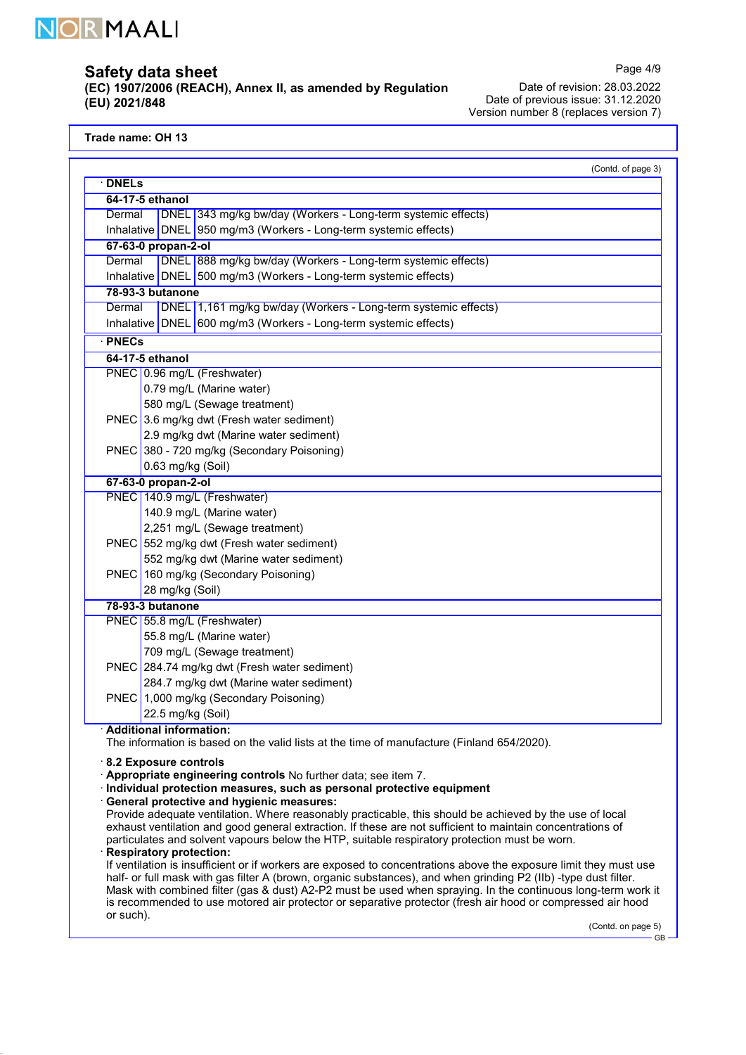**Trade name: OH 13**

(Contd. of page 3)

· **DNELs**

| | | |
|---|---|---|
| **64-17-5 ethanol** | | |
| Dermal | DNEL | 343 mg/kg bw/day (Workers - Long-term systemic effects) |
| Inhalative | DNEL | 950 mg/m3 (Workers - Long-term systemic effects) |
| **67-63-0 propan-2-ol** | | |
| Dermal | DNEL | 888 mg/kg bw/day (Workers - Long-term systemic effects) |
| Inhalative | DNEL | 500 mg/m3 (Workers - Long-term systemic effects) |
| **78-93-3 butanone** | | |
| Dermal | DNEL | 1,161 mg/kg bw/day (Workers - Long-term systemic effects) |
| Inhalative | DNEL | 600 mg/m3 (Workers - Long-term systemic effects) |

· **PNECs**

| | |
|---|---|
| **64-17-5 ethanol** | |
| PNEC | 0.96 mg/L (Freshwater) |
| | 0.79 mg/L (Marine water) |
| | 580 mg/L (Sewage treatment) |
| PNEC | 3.6 mg/kg dwt (Fresh water sediment) |
| | 2.9 mg/kg dwt (Marine water sediment) |
| PNEC | 380 - 720 mg/kg (Secondary Poisoning) |
| | 0.63 mg/kg (Soil) |
| **67-63-0 propan-2-ol** | |
| PNEC | 140.9 mg/L (Freshwater) |
| | 140.9 mg/L (Marine water) |
| | 2,251 mg/L (Sewage treatment) |
| PNEC | 552 mg/kg dwt (Fresh water sediment) |
| | 552 mg/kg dwt (Marine water sediment) |
| PNEC | 160 mg/kg (Secondary Poisoning) |
| | 28 mg/kg (Soil) |
| **78-93-3 butanone** | |
| PNEC | 55.8 mg/L (Freshwater) |
| | 55.8 mg/L (Marine water) |
| | 709 mg/L (Sewage treatment) |
| PNEC | 284.74 mg/kg dwt (Fresh water sediment) |
| | 284.7 mg/kg dwt (Marine water sediment) |
| PNEC | 1,000 mg/kg (Secondary Poisoning) |
| | 22.5 mg/kg (Soil) |

· **Additional information:**
The information is based on the valid lists at the time of manufacture (Finland 654/2020).

· **8.2 Exposure controls**

· **Appropriate engineering controls** No further data; see item 7.

· **Individual protection measures, such as personal protective equipment**

· **General protective and hygienic measures:**
Provide adequate ventilation. Where reasonably practicable, this should be achieved by the use of local exhaust ventilation and good general extraction. If these are not sufficient to maintain concentrations of particulates and solvent vapours below the HTP, suitable respiratory protection must be worn.

· **Respiratory protection:**
If ventilation is insufficient or if workers are exposed to concentrations above the exposure limit they must use half- or full mask with gas filter A (brown, organic substances), and when grinding P2 (IIb) -type dust filter. Mask with combined filter (gas & dust) A2-P2 must be used when spraying. In the continuous long-term work it is recommended to use motored air protector or separative protector (fresh air hood or compressed air hood or such).

(Contd. on page 5)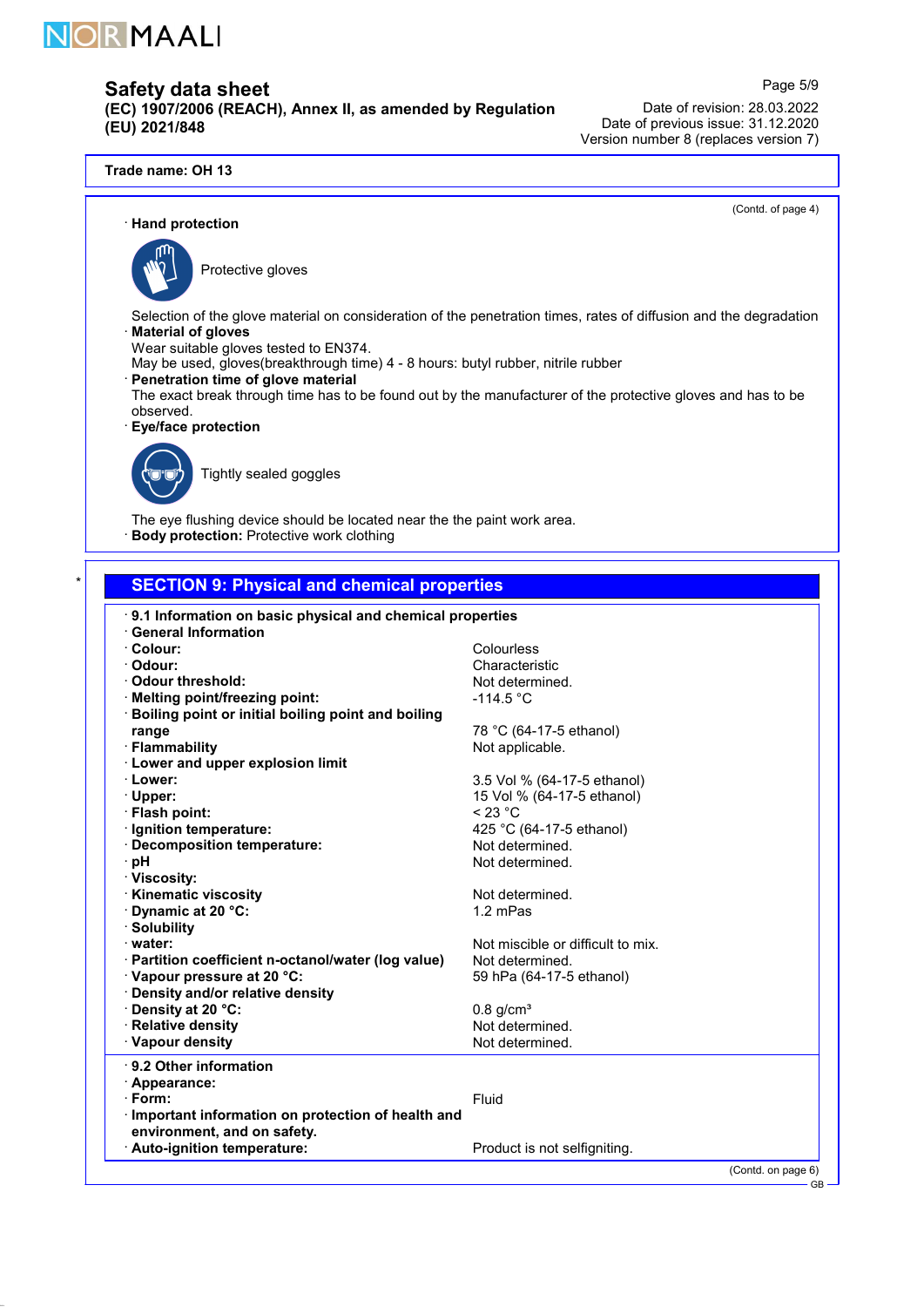Trade name: OH 13

(Contd. of page 4)

· **Hand protection**

Protective gloves

Selection of the glove material on consideration of the penetration times, rates of diffusion and the degradation

· **Material of gloves**

Wear suitable gloves tested to EN374.

May be used, gloves(breakthrough time) 4 - 8 hours: butyl rubber, nitrile rubber

· **Penetration time of glove material**

The exact break through time has to be found out by the manufacturer of the protective gloves and has to be observed.

· **Eye/face protection**

Tightly sealed goggles

The eye flushing device should be located near the the paint work area.

· **Body protection:** Protective work clothing

## SECTION 9: Physical and chemical properties

· **9.1 Information on basic physical and chemical properties**

· **General Information**

| | |
|---|---|
| · **Colour:** | Colourless |
| · **Odour:** | Characteristic |
| · **Odour threshold:** | Not determined. |
| · **Melting point/freezing point:** | -114.5 °C |
| · **Boiling point or initial boiling point and boiling range** | 78 °C (64-17-5 ethanol) |
| · **Flammability** | Not applicable. |
| · **Lower and upper explosion limit** | |
| · **Lower:** | 3.5 Vol % (64-17-5 ethanol) |
| · **Upper:** | 15 Vol % (64-17-5 ethanol) |
| · **Flash point:** | < 23 °C |
| · **Ignition temperature:** | 425 °C (64-17-5 ethanol) |
| · **Decomposition temperature:** | Not determined. |
| · **pH** | Not determined. |
| · **Viscosity:** | |
| · **Kinematic viscosity** | Not determined. |
| · **Dynamic at 20 °C:** | 1.2 mPas |
| · **Solubility** | |
| · **water:** | Not miscible or difficult to mix. |
| · **Partition coefficient n-octanol/water (log value)** | Not determined. |
| · **Vapour pressure at 20 °C:** | 59 hPa (64-17-5 ethanol) |
| · **Density and/or relative density** | |
| · **Density at 20 °C:** | 0.8 g/cm³ |
| · **Relative density** | Not determined. |
| · **Vapour density** | Not determined. |

· **9.2 Other information**

| | |
|---|---|
| · **Appearance:** | |
| · **Form:** | Fluid |
| · **Important information on protection of health and environment, and on safety.** | |
| · **Auto-ignition temperature:** | Product is not selfigniting. |

(Contd. on page 6)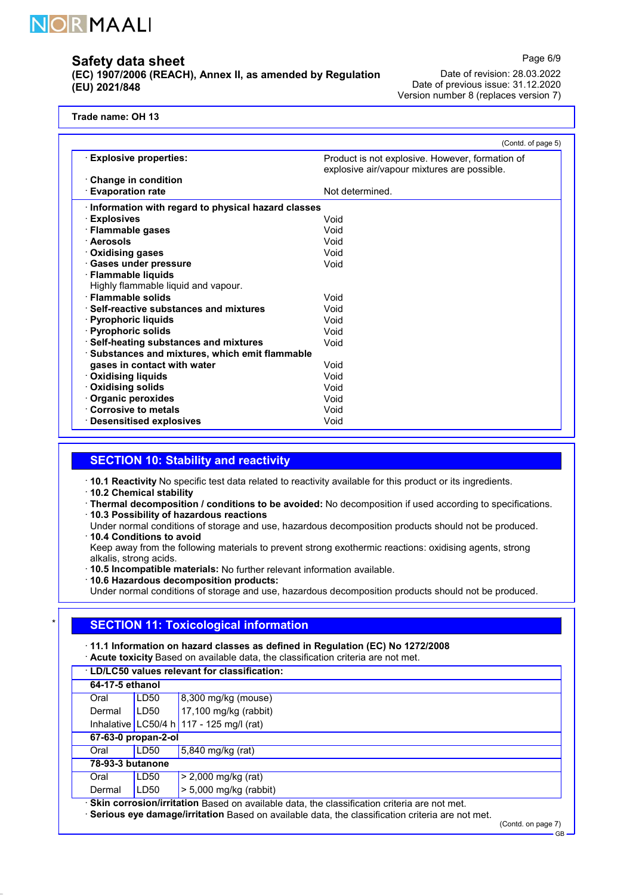Trade name: OH 13

(Contd. of page 5)

| | |
|---|---|
| · **Explosive properties:** | Product is not explosive. However, formation of explosive air/vapour mixtures are possible. |
| · **Change in condition** | |
| · **Evaporation rate** | Not determined. |

| | |
|---|---|
| · **Information with regard to physical hazard classes** | |
| · **Explosives** | Void |
| · **Flammable gases** | Void |
| · **Aerosols** | Void |
| · **Oxidising gases** | Void |
| · **Gases under pressure** | Void |
| · **Flammable liquids** Highly flammable liquid and vapour. | |
| · **Flammable solids** | Void |
| · **Self-reactive substances and mixtures** | Void |
| · **Pyrophoric liquids** | Void |
| · **Pyrophoric solids** | Void |
| · **Self-heating substances and mixtures** | Void |
| · **Substances and mixtures, which emit flammable gases in contact with water** | Void |
| · **Oxidising liquids** | Void |
| · **Oxidising solids** | Void |
| · **Organic peroxides** | Void |
| · **Corrosive to metals** | Void |
| · **Desensitised explosives** | Void |

## SECTION 10: Stability and reactivity

· **10.1 Reactivity** No specific test data related to reactivity available for this product or its ingredients.
· **10.2 Chemical stability**
· **Thermal decomposition / conditions to be avoided:** No decomposition if used according to specifications.
· **10.3 Possibility of hazardous reactions**
Under normal conditions of storage and use, hazardous decomposition products should not be produced.
· **10.4 Conditions to avoid**
Keep away from the following materials to prevent strong exothermic reactions: oxidising agents, strong alkalis, strong acids.
· **10.5 Incompatible materials:** No further relevant information available.
· **10.6 Hazardous decomposition products:**
Under normal conditions of storage and use, hazardous decomposition products should not be produced.

\* 

## SECTION 11: Toxicological information

· **11.1 Information on hazard classes as defined in Regulation (EC) No 1272/2008**
· **Acute toxicity** Based on available data, the classification criteria are not met.

| · **LD/LC50 values relevant for classification:** | | |
|---|---|---|
| **64-17-5 ethanol** | | |
| Oral | LD50 | 8,300 mg/kg (mouse) |
| Dermal | LD50 | 17,100 mg/kg (rabbit) |
| Inhalative | LC50/4 h | 117 - 125 mg/l (rat) |
| **67-63-0 propan-2-ol** | | |
| Oral | LD50 | 5,840 mg/kg (rat) |
| **78-93-3 butanone** | | |
| Oral | LD50 | > 2,000 mg/kg (rat) |
| Dermal | LD50 | > 5,000 mg/kg (rabbit) |

· **Skin corrosion/irritation** Based on available data, the classification criteria are not met.
· **Serious eye damage/irritation** Based on available data, the classification criteria are not met.

(Contd. on page 7)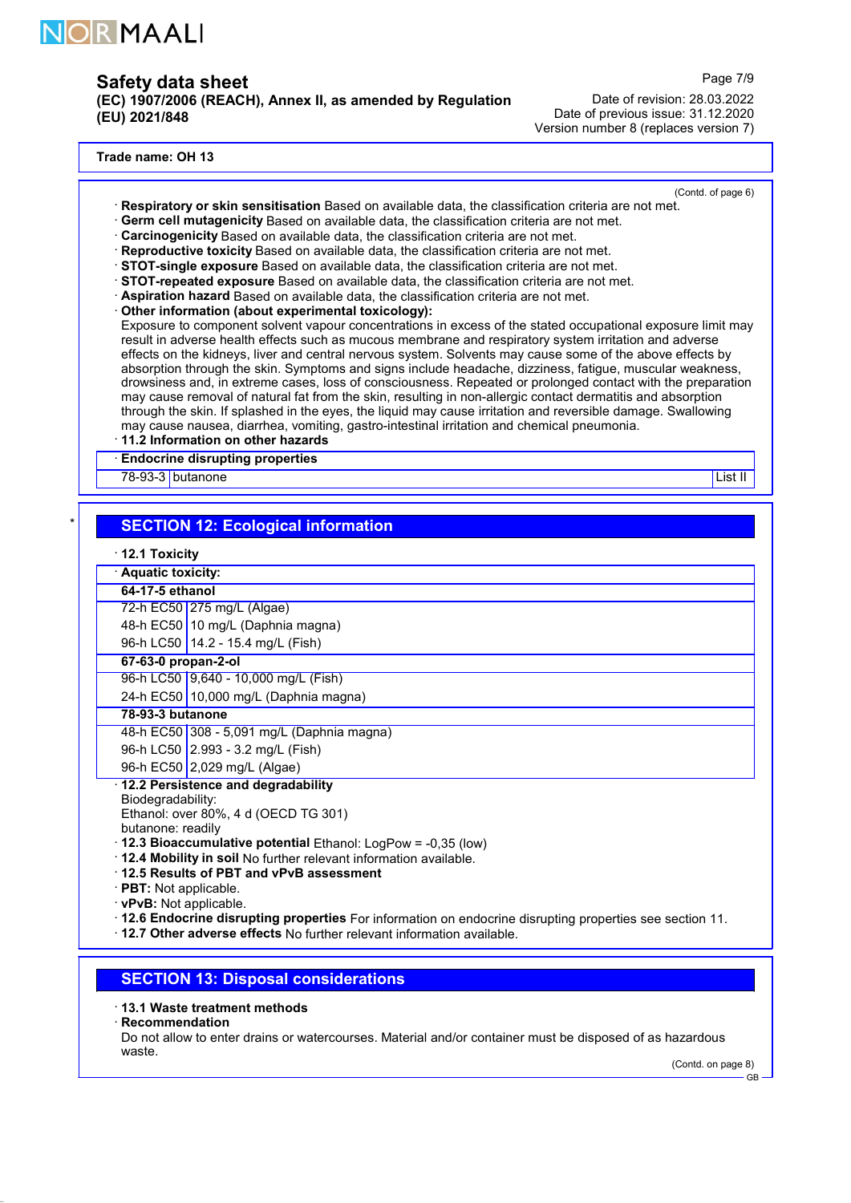**Trade name: OH 13**

(Contd. of page 6)

· **Respiratory or skin sensitisation** Based on available data, the classification criteria are not met.
· **Germ cell mutagenicity** Based on available data, the classification criteria are not met.
· **Carcinogenicity** Based on available data, the classification criteria are not met.
· **Reproductive toxicity** Based on available data, the classification criteria are not met.
· **STOT-single exposure** Based on available data, the classification criteria are not met.
· **STOT-repeated exposure** Based on available data, the classification criteria are not met.
· **Aspiration hazard** Based on available data, the classification criteria are not met.
· **Other information (about experimental toxicology):**
Exposure to component solvent vapour concentrations in excess of the stated occupational exposure limit may result in adverse health effects such as mucous membrane and respiratory system irritation and adverse effects on the kidneys, liver and central nervous system. Solvents may cause some of the above effects by absorption through the skin. Symptoms and signs include headache, dizziness, fatigue, muscular weakness, drowsiness and, in extreme cases, loss of consciousness. Repeated or prolonged contact with the preparation may cause removal of natural fat from the skin, resulting in non-allergic contact dermatitis and absorption through the skin. If splashed in the eyes, the liquid may cause irritation and reversible damage. Swallowing may cause nausea, diarrhea, vomiting, gastro-intestinal irritation and chemical pneumonia.
· **11.2 Information on other hazards**

| · **Endocrine disrupting properties** | | |
|---|---|---|
| 78-93-3 | butanone | List II |

\*

## SECTION 12: Ecological information

· **12.1 Toxicity**

| · **Aquatic toxicity:** | |
|---|---|
| **64-17-5 ethanol** | |
| 72-h EC50 | 275 mg/L (Algae) |
| 48-h EC50 | 10 mg/L (Daphnia magna) |
| 96-h LC50 | 14.2 - 15.4 mg/L (Fish) |
| **67-63-0 propan-2-ol** | |
| 96-h LC50 | 9,640 - 10,000 mg/L (Fish) |
| 24-h EC50 | 10,000 mg/L (Daphnia magna) |
| **78-93-3 butanone** | |
| 48-h EC50 | 308 - 5,091 mg/L (Daphnia magna) |
| 96-h LC50 | 2.993 - 3.2 mg/L (Fish) |
| 96-h EC50 | 2,029 mg/L (Algae) |

· **12.2 Persistence and degradability**
Biodegradability:
Ethanol: over 80%, 4 d (OECD TG 301)
butanone: readily
· **12.3 Bioaccumulative potential** Ethanol: LogPow = -0,35 (low)
· **12.4 Mobility in soil** No further relevant information available.
· **12.5 Results of PBT and vPvB assessment**
· **PBT:** Not applicable.
· **vPvB:** Not applicable.
· **12.6 Endocrine disrupting properties** For information on endocrine disrupting properties see section 11.
· **12.7 Other adverse effects** No further relevant information available.

## SECTION 13: Disposal considerations

· **13.1 Waste treatment methods**
· **Recommendation**
Do not allow to enter drains or watercourses. Material and/or container must be disposed of as hazardous waste.

(Contd. on page 8)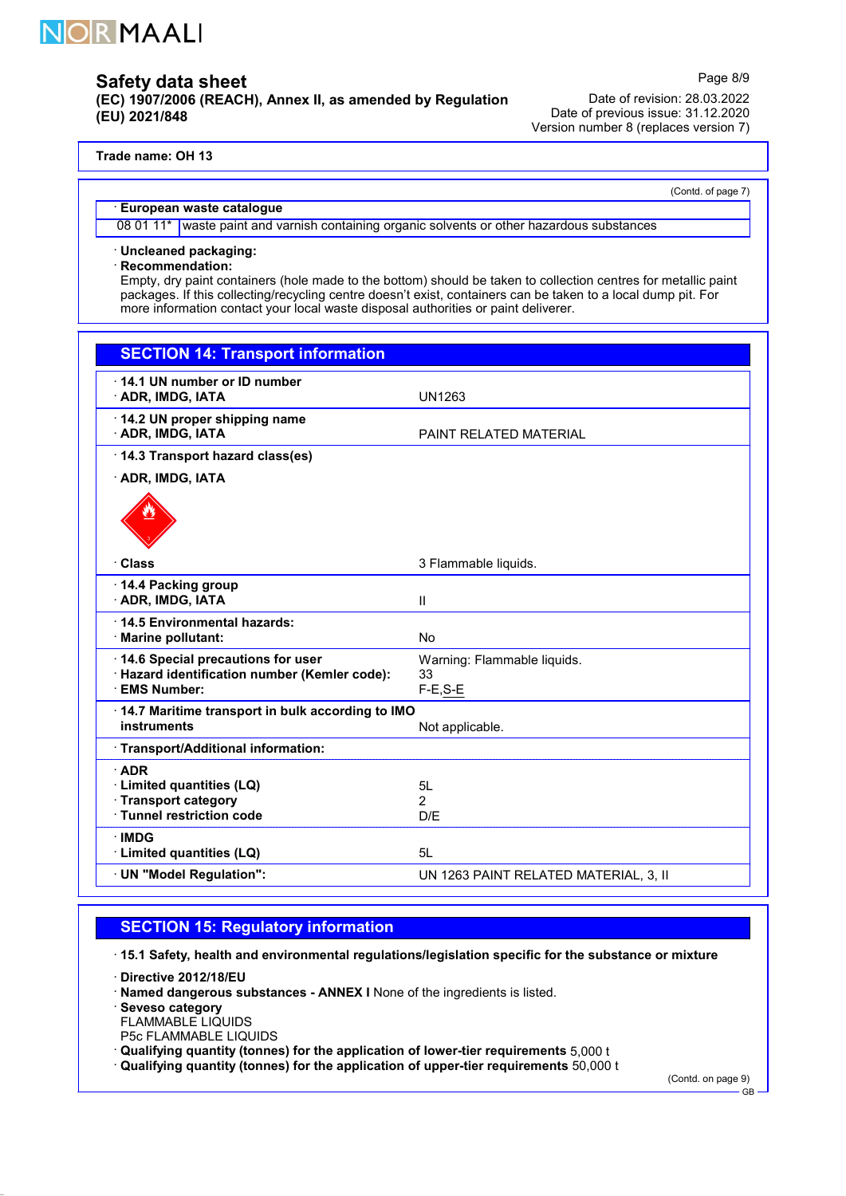Trade name: OH 13

(Contd. of page 7)

| · European waste catalogue | |
|---|---|
| 08 01 11* | waste paint and varnish containing organic solvents or other hazardous substances |

· **Uncleaned packaging:**
· **Recommendation:**
Empty, dry paint containers (hole made to the bottom) should be taken to collection centres for metallic paint packages. If this collecting/recycling centre doesn't exist, containers can be taken to a local dump pit. For more information contact your local waste disposal authorities or paint deliverer.

## SECTION 14: Transport information

| | |
|---|---|
| · **14.1 UN number or ID number** | |
| · **ADR, IMDG, IATA** | UN1263 |
| · **14.2 UN proper shipping name** | |
| · **ADR, IMDG, IATA** | PAINT RELATED MATERIAL |
| · **14.3 Transport hazard class(es)** | |
| · **ADR, IMDG, IATA** | |
| · **Class** | 3 Flammable liquids. |
| · **14.4 Packing group** | |
| · **ADR, IMDG, IATA** | II |
| · **14.5 Environmental hazards:** | |
| · **Marine pollutant:** | No |
| · **14.6 Special precautions for user** | Warning: Flammable liquids. |
| · **Hazard identification number (Kemler code):** | 33 |
| · **EMS Number:** | F-E,S-E |
| · **14.7 Maritime transport in bulk according to IMO instruments** | Not applicable. |
| · **Transport/Additional information:** | |
| · **ADR** | |
| · **Limited quantities (LQ)** | 5L |
| · **Transport category** | 2 |
| · **Tunnel restriction code** | D/E |
| · **IMDG** | |
| · **Limited quantities (LQ)** | 5L |
| · **UN "Model Regulation":** | UN 1263 PAINT RELATED MATERIAL, 3, II |

## SECTION 15: Regulatory information

· **15.1 Safety, health and environmental regulations/legislation specific for the substance or mixture**

· **Directive 2012/18/EU**
· **Named dangerous substances - ANNEX I** None of the ingredients is listed.
· **Seveso category**
FLAMMABLE LIQUIDS
P5c FLAMMABLE LIQUIDS
· **Qualifying quantity (tonnes) for the application of lower-tier requirements** 5,000 t
· **Qualifying quantity (tonnes) for the application of upper-tier requirements** 50,000 t

(Contd. on page 9)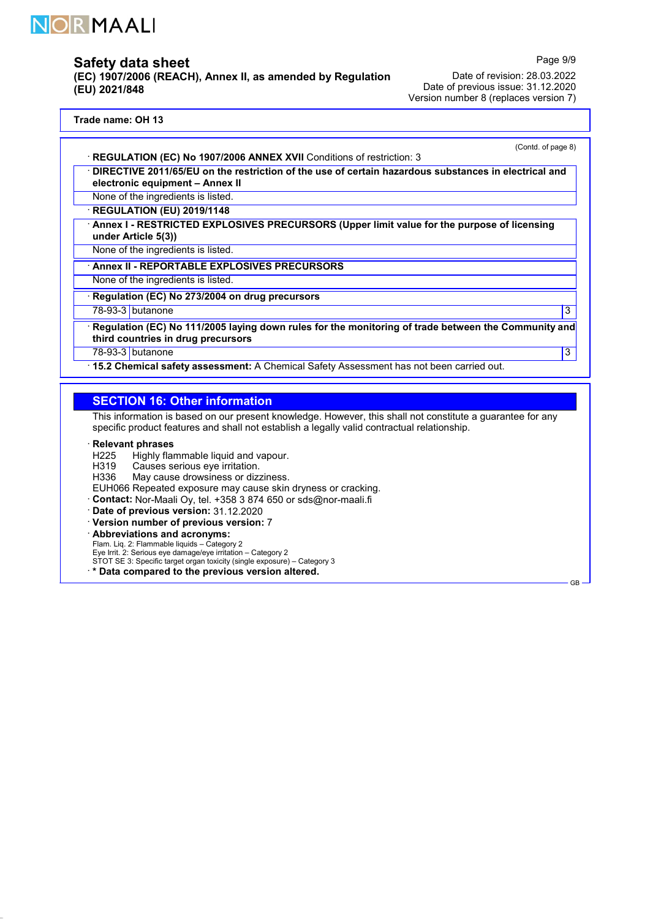(Contd. of page 8)

· **REGULATION (EC) No 1907/2006 ANNEX XVII** Conditions of restriction: 3

· **DIRECTIVE 2011/65/EU on the restriction of the use of certain hazardous substances in electrical and electronic equipment – Annex II**

None of the ingredients is listed.

· **REGULATION (EU) 2019/1148**

· **Annex I - RESTRICTED EXPLOSIVES PRECURSORS (Upper limit value for the purpose of licensing under Article 5(3))**

None of the ingredients is listed.

· **Annex II - REPORTABLE EXPLOSIVES PRECURSORS**

None of the ingredients is listed.

· **Regulation (EC) No 273/2004 on drug precursors**

| | | |
|---|---|---|
| 78-93-3 | butanone | 3 |

· **Regulation (EC) No 111/2005 laying down rules for the monitoring of trade between the Community and third countries in drug precursors**

| | | |
|---|---|---|
| 78-93-3 | butanone | 3 |

· **15.2 Chemical safety assessment:** A Chemical Safety Assessment has not been carried out.

## SECTION 16: Other information

This information is based on our present knowledge. However, this shall not constitute a guarantee for any specific product features and shall not establish a legally valid contractual relationship.

· **Relevant phrases**

H225 Highly flammable liquid and vapour.
H319 Causes serious eye irritation.
H336 May cause drowsiness or dizziness.
EUH066 Repeated exposure may cause skin dryness or cracking.

· **Contact:** Nor-Maali Oy, tel. +358 3 874 650 or sds@nor-maali.fi

· **Date of previous version:** 31.12.2020

· **Version number of previous version:** 7

· **Abbreviations and acronyms:**

Flam. Liq. 2: Flammable liquids – Category 2
Eye Irrit. 2: Serious eye damage/eye irritation – Category 2
STOT SE 3: Specific target organ toxicity (single exposure) – Category 3

· **\* Data compared to the previous version altered.**